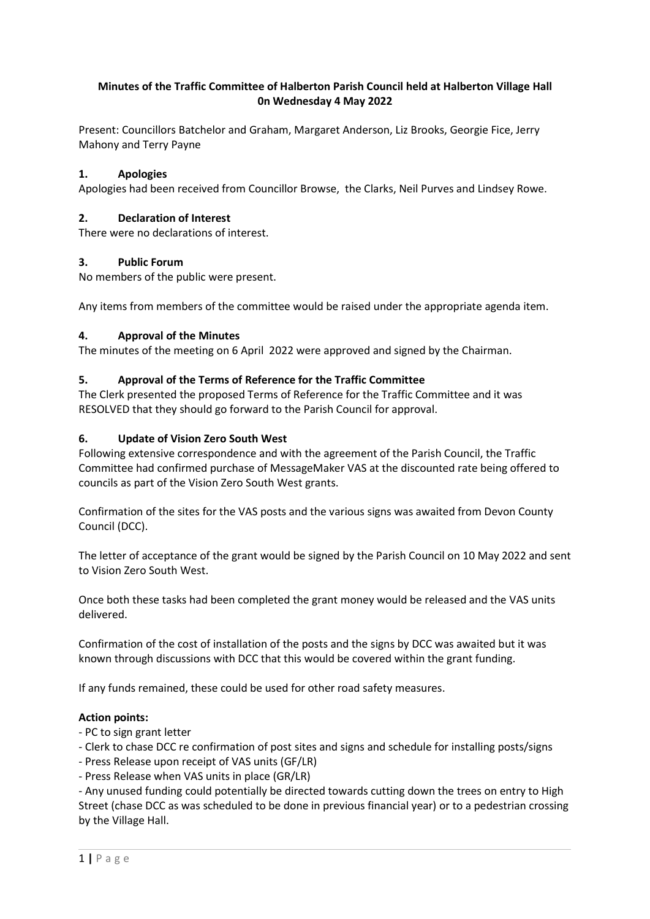**Minutes of the Traffic Committee of Halberton Parish Council held at Halberton Village Hall 0n Wednesday 4 May 2022**

Present: Councillors Batchelor and Graham, Margaret Anderson, Liz Brooks, Georgie Fice, Jerry Mahony and Terry Payne

## 1. Apologies

Apologies had been received from Councillor Browse, the Clarks, Neil Purves and Lindsey Rowe.

## 2. Declaration of Interest

There were no declarations of interest.

## 3. Public Forum

No members of the public were present.

Any items from members of the committee would be raised under the appropriate agenda item.

## 4. Approval of the Minutes

The minutes of the meeting on 6 April 2022 were approved and signed by the Chairman.

## 5. Approval of the Terms of Reference for the Traffic Committee

The Clerk presented the proposed Terms of Reference for the Traffic Committee and it was RESOLVED that they should go forward to the Parish Council for approval.

## 6. Update of Vision Zero South West

Following extensive correspondence and with the agreement of the Parish Council, the Traffic Committee had confirmed purchase of MessageMaker VAS at the discounted rate being offered to councils as part of the Vision Zero South West grants.

Confirmation of the sites for the VAS posts and the various signs was awaited from Devon County Council (DCC).

The letter of acceptance of the grant would be signed by the Parish Council on 10 May 2022 and sent to Vision Zero South West.

Once both these tasks had been completed the grant money would be released and the VAS units delivered.

Confirmation of the cost of installation of the posts and the signs by DCC was awaited but it was known through discussions with DCC that this would be covered within the grant funding.

If any funds remained, these could be used for other road safety measures.

**Action points:**

- PC to sign grant letter
- Clerk to chase DCC re confirmation of post sites and signs and schedule for installing posts/signs
- Press Release upon receipt of VAS units (GF/LR)
- Press Release when VAS units in place (GR/LR)
- Any unused funding could potentially be directed towards cutting down the trees on entry to High Street (chase DCC as was scheduled to be done in previous financial year) or to a pedestrian crossing by the Village Hall.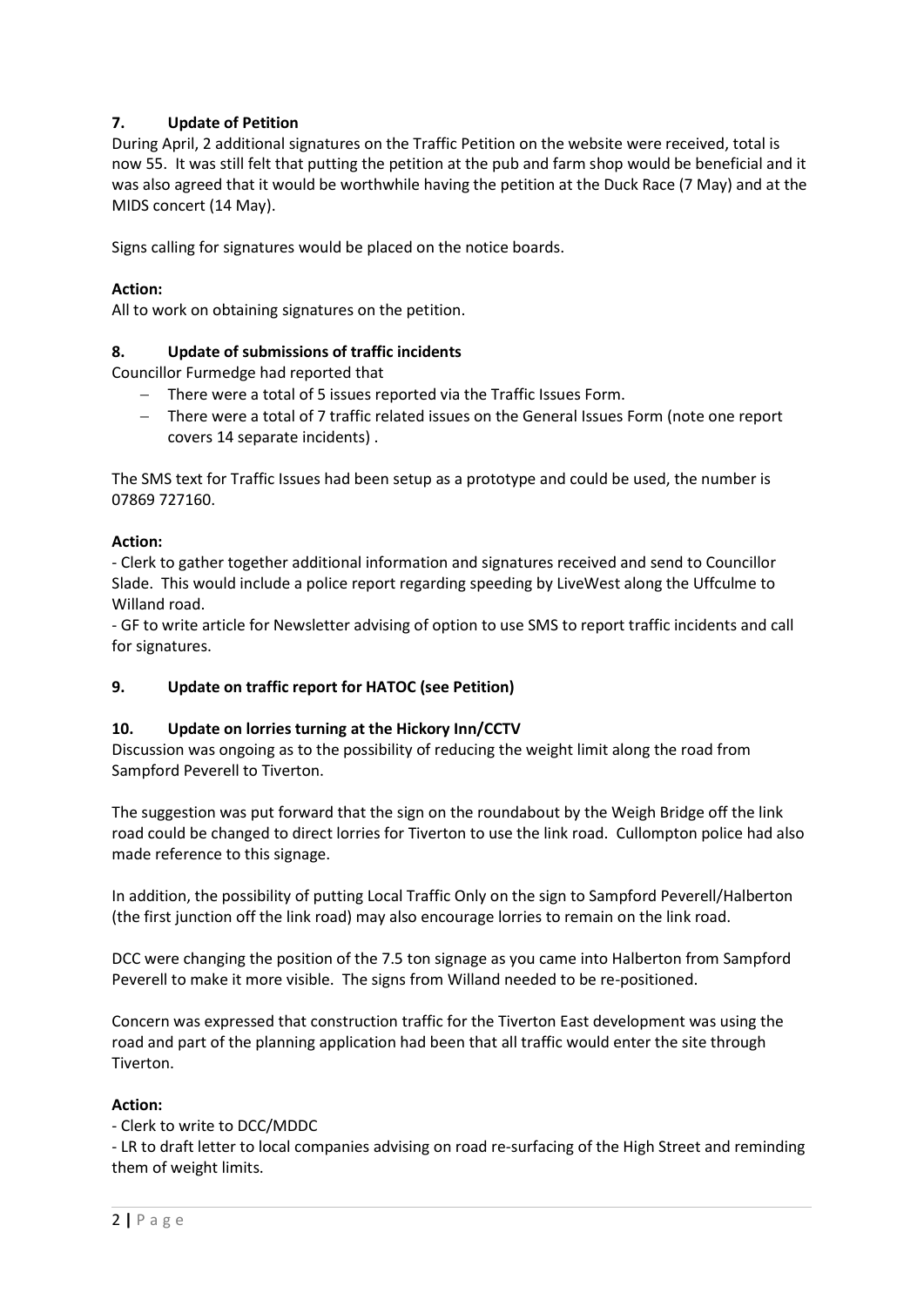## 7. Update of Petition

During April, 2 additional signatures on the Traffic Petition on the website were received, total is now 55. It was still felt that putting the petition at the pub and farm shop would be beneficial and it was also agreed that it would be worthwhile having the petition at the Duck Race (7 May) and at the MIDS concert (14 May).

Signs calling for signatures would be placed on the notice boards.

**Action:**

All to work on obtaining signatures on the petition.

## 8. Update of submissions of traffic incidents

Councillor Furmedge had reported that

- There were a total of 5 issues reported via the Traffic Issues Form.
- There were a total of 7 traffic related issues on the General Issues Form (note one report covers 14 separate incidents) .

The SMS text for Traffic Issues had been setup as a prototype and could be used, the number is 07869 727160.

**Action:**

- Clerk to gather together additional information and signatures received and send to Councillor Slade. This would include a police report regarding speeding by LiveWest along the Uffculme to Willand road.
- GF to write article for Newsletter advising of option to use SMS to report traffic incidents and call for signatures.

## 9. Update on traffic report for HATOC (see Petition)

## 10. Update on lorries turning at the Hickory Inn/CCTV

Discussion was ongoing as to the possibility of reducing the weight limit along the road from Sampford Peverell to Tiverton.

The suggestion was put forward that the sign on the roundabout by the Weigh Bridge off the link road could be changed to direct lorries for Tiverton to use the link road. Cullompton police had also made reference to this signage.

In addition, the possibility of putting Local Traffic Only on the sign to Sampford Peverell/Halberton (the first junction off the link road) may also encourage lorries to remain on the link road.

DCC were changing the position of the 7.5 ton signage as you came into Halberton from Sampford Peverell to make it more visible. The signs from Willand needed to be re-positioned.

Concern was expressed that construction traffic for the Tiverton East development was using the road and part of the planning application had been that all traffic would enter the site through Tiverton.

**Action:**

- Clerk to write to DCC/MDDC
- LR to draft letter to local companies advising on road re-surfacing of the High Street and reminding them of weight limits.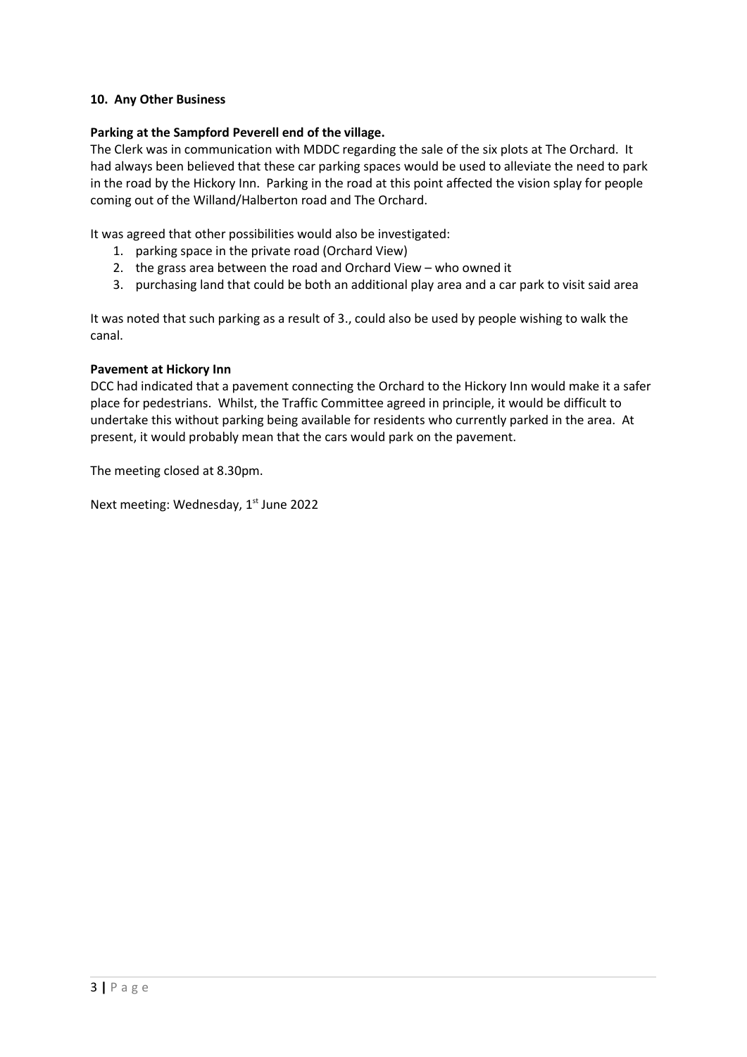## 10. Any Other Business

**Parking at the Sampford Peverell end of the village.**

The Clerk was in communication with MDDC regarding the sale of the six plots at The Orchard. It had always been believed that these car parking spaces would be used to alleviate the need to park in the road by the Hickory Inn. Parking in the road at this point affected the vision splay for people coming out of the Willand/Halberton road and The Orchard.

It was agreed that other possibilities would also be investigated:

1. parking space in the private road (Orchard View)
2. the grass area between the road and Orchard View – who owned it
3. purchasing land that could be both an additional play area and a car park to visit said area

It was noted that such parking as a result of 3., could also be used by people wishing to walk the canal.

**Pavement at Hickory Inn**

DCC had indicated that a pavement connecting the Orchard to the Hickory Inn would make it a safer place for pedestrians. Whilst, the Traffic Committee agreed in principle, it would be difficult to undertake this without parking being available for residents who currently parked in the area. At present, it would probably mean that the cars would park on the pavement.

The meeting closed at 8.30pm.

Next meeting: Wednesday, 1st June 2022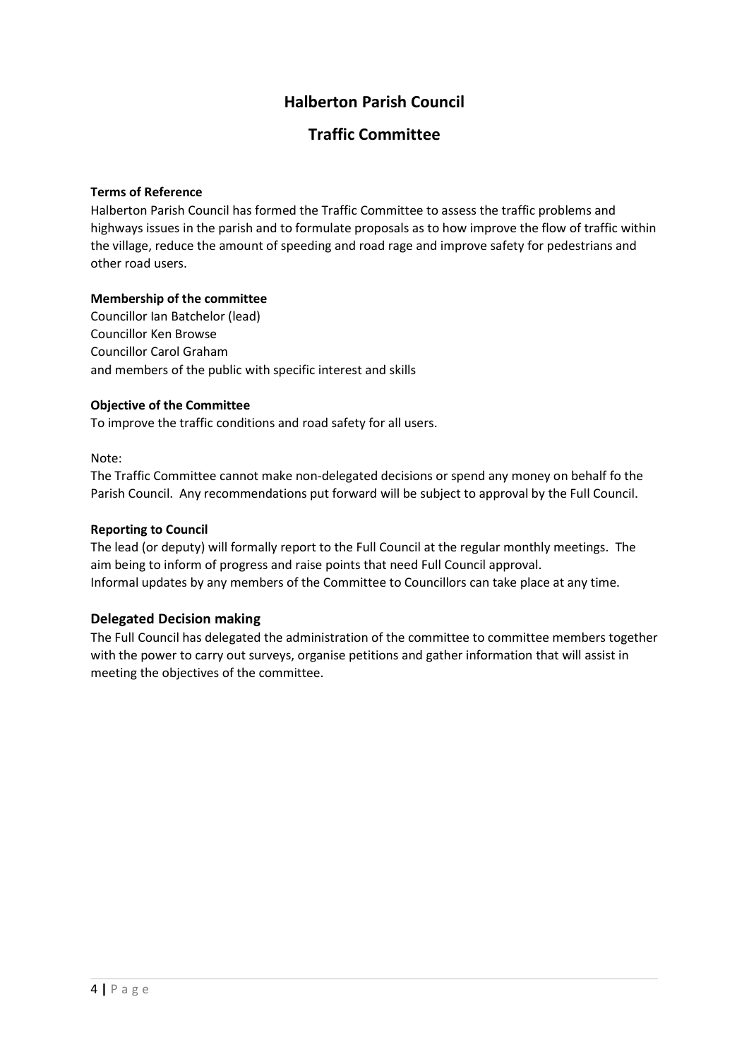# Halberton Parish Council

## Traffic Committee

**Terms of Reference**

Halberton Parish Council has formed the Traffic Committee to assess the traffic problems and highways issues in the parish and to formulate proposals as to how improve the flow of traffic within the village, reduce the amount of speeding and road rage and improve safety for pedestrians and other road users.

**Membership of the committee**

Councillor Ian Batchelor (lead)
Councillor Ken Browse
Councillor Carol Graham
and members of the public with specific interest and skills

**Objective of the Committee**

To improve the traffic conditions and road safety for all users.

Note:

The Traffic Committee cannot make non-delegated decisions or spend any money on behalf fo the Parish Council. Any recommendations put forward will be subject to approval by the Full Council.

**Reporting to Council**

The lead (or deputy) will formally report to the Full Council at the regular monthly meetings. The aim being to inform of progress and raise points that need Full Council approval.
Informal updates by any members of the Committee to Councillors can take place at any time.

### Delegated Decision making

The Full Council has delegated the administration of the committee to committee members together with the power to carry out surveys, organise petitions and gather information that will assist in meeting the objectives of the committee.